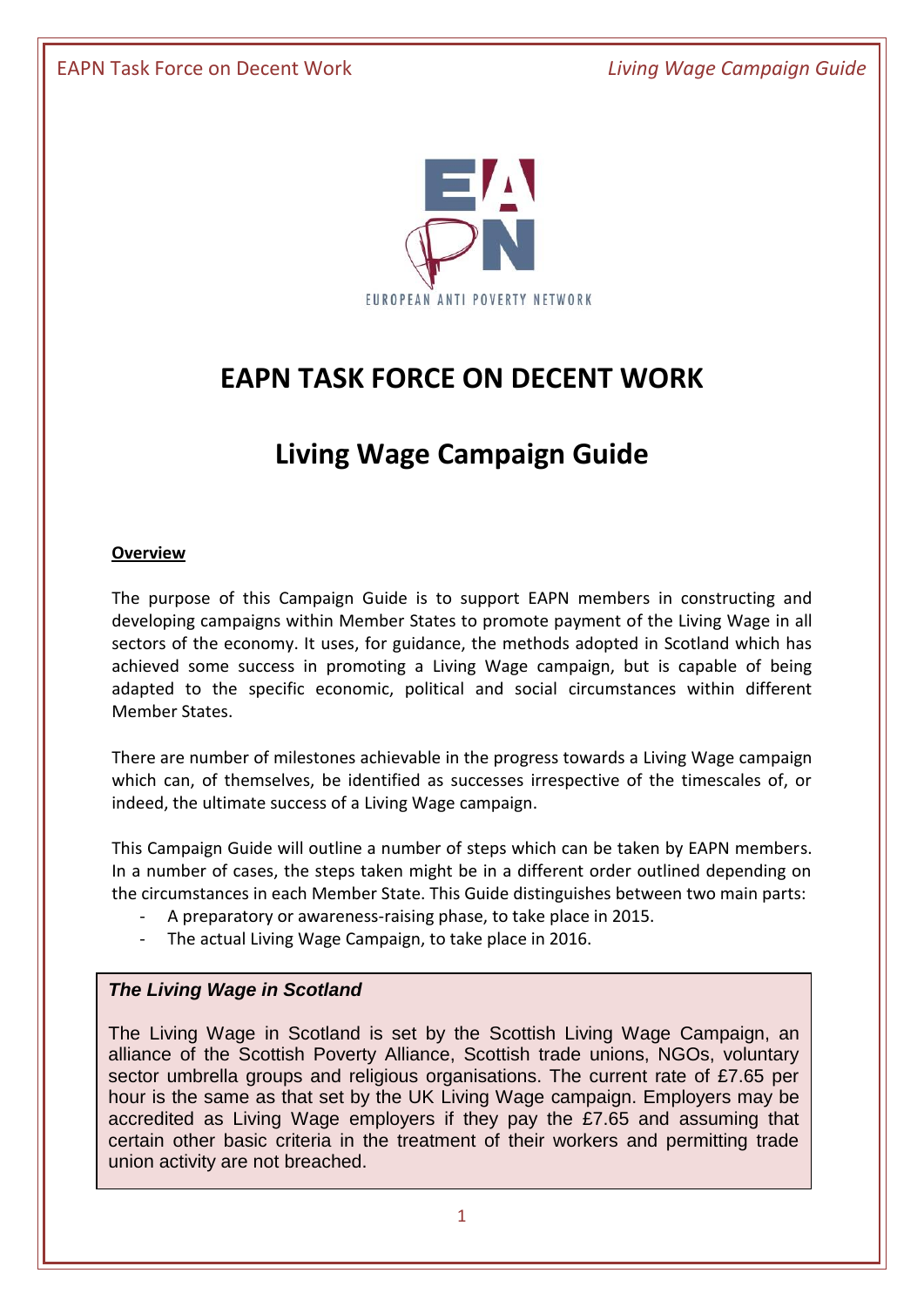# EAPN TASK FORCE ON DECENT WORK

## Living Wage Campaign Guide

**Overview**

The purpose of this Campaign Guide is to support EAPN members in constructing and developing campaigns within Member States to promote payment of the Living Wage in all sectors of the economy. It uses, for guidance, the methods adopted in Scotland which has achieved some success in promoting a Living Wage campaign, but is capable of being adapted to the specific economic, political and social circumstances within different Member States.

There are number of milestones achievable in the progress towards a Living Wage campaign which can, of themselves, be identified as successes irrespective of the timescales of, or indeed, the ultimate success of a Living Wage campaign.

This Campaign Guide will outline a number of steps which can be taken by EAPN members. In a number of cases, the steps taken might be in a different order outlined depending on the circumstances in each Member State. This Guide distinguishes between two main parts:

- A preparatory or awareness-raising phase, to take place in 2015.
- The actual Living Wage Campaign, to take place in 2016.

***The Living Wage in Scotland***

The Living Wage in Scotland is set by the Scottish Living Wage Campaign, an alliance of the Scottish Poverty Alliance, Scottish trade unions, NGOs, voluntary sector umbrella groups and religious organisations. The current rate of £7.65 per hour is the same as that set by the UK Living Wage campaign. Employers may be accredited as Living Wage employers if they pay the £7.65 and assuming that certain other basic criteria in the treatment of their workers and permitting trade union activity are not breached.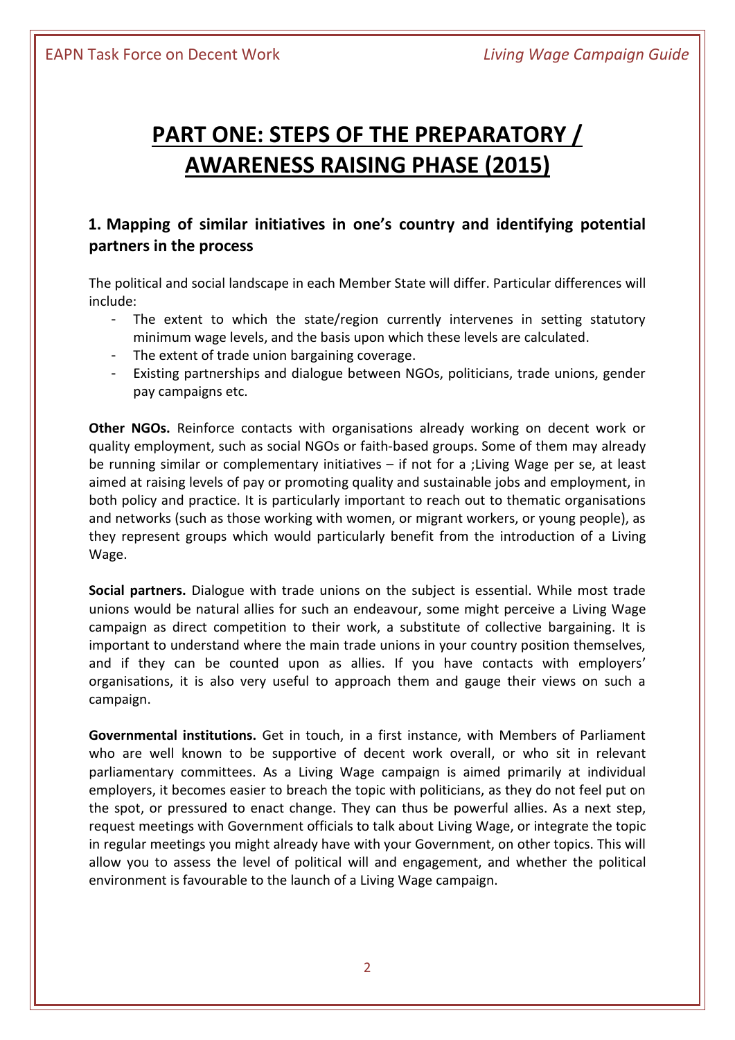# PART ONE: STEPS OF THE PREPARATORY / AWARENESS RAISING PHASE (2015)

## 1. Mapping of similar initiatives in one's country and identifying potential partners in the process

The political and social landscape in each Member State will differ. Particular differences will include:

- The extent to which the state/region currently intervenes in setting statutory minimum wage levels, and the basis upon which these levels are calculated.
- The extent of trade union bargaining coverage.
- Existing partnerships and dialogue between NGOs, politicians, trade unions, gender pay campaigns etc.

**Other NGOs.** Reinforce contacts with organisations already working on decent work or quality employment, such as social NGOs or faith-based groups. Some of them may already be running similar or complementary initiatives – if not for a ;Living Wage per se, at least aimed at raising levels of pay or promoting quality and sustainable jobs and employment, in both policy and practice. It is particularly important to reach out to thematic organisations and networks (such as those working with women, or migrant workers, or young people), as they represent groups which would particularly benefit from the introduction of a Living Wage.

**Social partners.** Dialogue with trade unions on the subject is essential. While most trade unions would be natural allies for such an endeavour, some might perceive a Living Wage campaign as direct competition to their work, a substitute of collective bargaining. It is important to understand where the main trade unions in your country position themselves, and if they can be counted upon as allies. If you have contacts with employers' organisations, it is also very useful to approach them and gauge their views on such a campaign.

**Governmental institutions.** Get in touch, in a first instance, with Members of Parliament who are well known to be supportive of decent work overall, or who sit in relevant parliamentary committees. As a Living Wage campaign is aimed primarily at individual employers, it becomes easier to breach the topic with politicians, as they do not feel put on the spot, or pressured to enact change. They can thus be powerful allies. As a next step, request meetings with Government officials to talk about Living Wage, or integrate the topic in regular meetings you might already have with your Government, on other topics. This will allow you to assess the level of political will and engagement, and whether the political environment is favourable to the launch of a Living Wage campaign.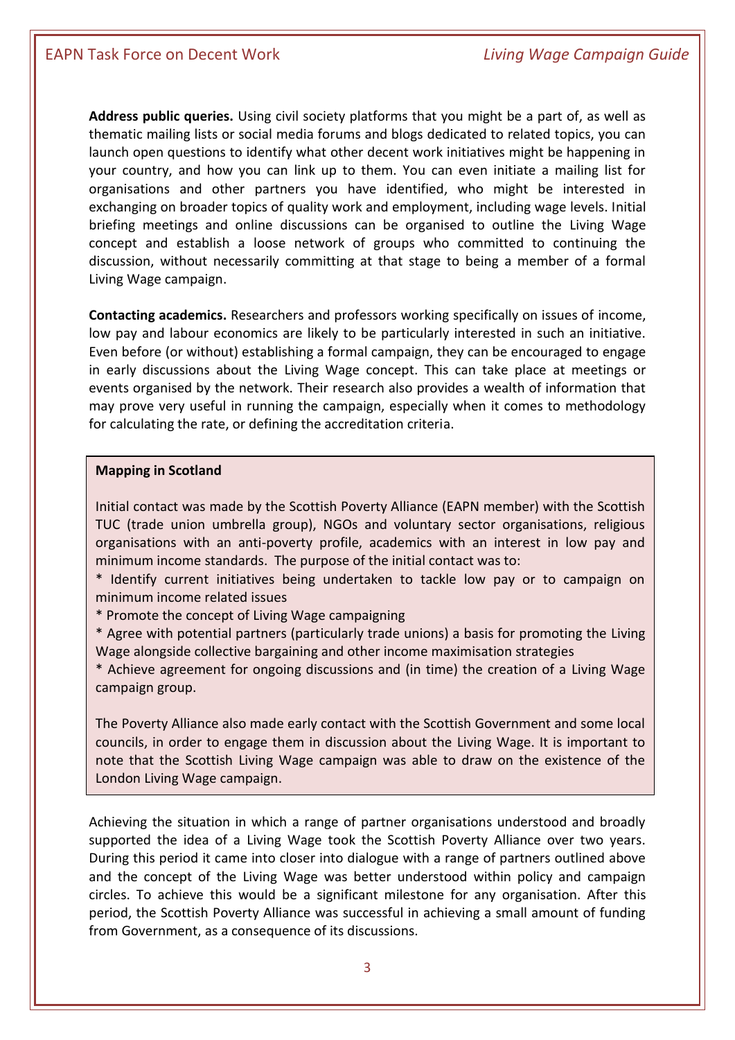**Address public queries.** Using civil society platforms that you might be a part of, as well as thematic mailing lists or social media forums and blogs dedicated to related topics, you can launch open questions to identify what other decent work initiatives might be happening in your country, and how you can link up to them. You can even initiate a mailing list for organisations and other partners you have identified, who might be interested in exchanging on broader topics of quality work and employment, including wage levels. Initial briefing meetings and online discussions can be organised to outline the Living Wage concept and establish a loose network of groups who committed to continuing the discussion, without necessarily committing at that stage to being a member of a formal Living Wage campaign.

**Contacting academics.** Researchers and professors working specifically on issues of income, low pay and labour economics are likely to be particularly interested in such an initiative. Even before (or without) establishing a formal campaign, they can be encouraged to engage in early discussions about the Living Wage concept. This can take place at meetings or events organised by the network. Their research also provides a wealth of information that may prove very useful in running the campaign, especially when it comes to methodology for calculating the rate, or defining the accreditation criteria.

**Mapping in Scotland**

Initial contact was made by the Scottish Poverty Alliance (EAPN member) with the Scottish TUC (trade union umbrella group), NGOs and voluntary sector organisations, religious organisations with an anti-poverty profile, academics with an interest in low pay and minimum income standards. The purpose of the initial contact was to:

* Identify current initiatives being undertaken to tackle low pay or to campaign on minimum income related issues
* Promote the concept of Living Wage campaigning
* Agree with potential partners (particularly trade unions) a basis for promoting the Living Wage alongside collective bargaining and other income maximisation strategies
* Achieve agreement for ongoing discussions and (in time) the creation of a Living Wage campaign group.

The Poverty Alliance also made early contact with the Scottish Government and some local councils, in order to engage them in discussion about the Living Wage. It is important to note that the Scottish Living Wage campaign was able to draw on the existence of the London Living Wage campaign.

Achieving the situation in which a range of partner organisations understood and broadly supported the idea of a Living Wage took the Scottish Poverty Alliance over two years. During this period it came into closer into dialogue with a range of partners outlined above and the concept of the Living Wage was better understood within policy and campaign circles. To achieve this would be a significant milestone for any organisation. After this period, the Scottish Poverty Alliance was successful in achieving a small amount of funding from Government, as a consequence of its discussions.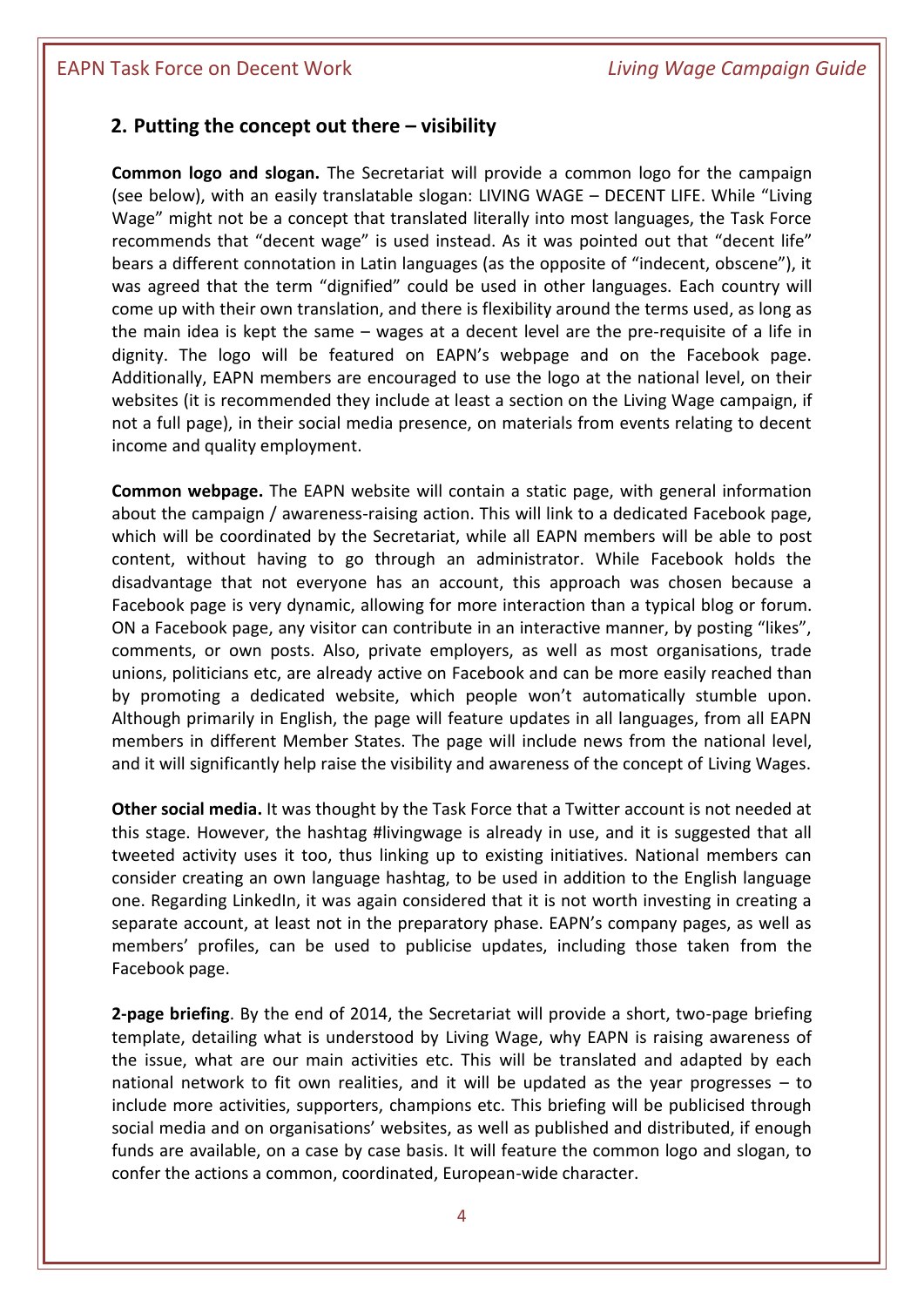## 2. Putting the concept out there – visibility

**Common logo and slogan.** The Secretariat will provide a common logo for the campaign (see below), with an easily translatable slogan: LIVING WAGE – DECENT LIFE. While "Living Wage" might not be a concept that translated literally into most languages, the Task Force recommends that "decent wage" is used instead. As it was pointed out that "decent life" bears a different connotation in Latin languages (as the opposite of "indecent, obscene"), it was agreed that the term "dignified" could be used in other languages. Each country will come up with their own translation, and there is flexibility around the terms used, as long as the main idea is kept the same – wages at a decent level are the pre-requisite of a life in dignity. The logo will be featured on EAPN's webpage and on the Facebook page. Additionally, EAPN members are encouraged to use the logo at the national level, on their websites (it is recommended they include at least a section on the Living Wage campaign, if not a full page), in their social media presence, on materials from events relating to decent income and quality employment.

**Common webpage.** The EAPN website will contain a static page, with general information about the campaign / awareness-raising action. This will link to a dedicated Facebook page, which will be coordinated by the Secretariat, while all EAPN members will be able to post content, without having to go through an administrator. While Facebook holds the disadvantage that not everyone has an account, this approach was chosen because a Facebook page is very dynamic, allowing for more interaction than a typical blog or forum. ON a Facebook page, any visitor can contribute in an interactive manner, by posting "likes", comments, or own posts. Also, private employers, as well as most organisations, trade unions, politicians etc, are already active on Facebook and can be more easily reached than by promoting a dedicated website, which people won't automatically stumble upon. Although primarily in English, the page will feature updates in all languages, from all EAPN members in different Member States. The page will include news from the national level, and it will significantly help raise the visibility and awareness of the concept of Living Wages.

**Other social media.** It was thought by the Task Force that a Twitter account is not needed at this stage. However, the hashtag #livingwage is already in use, and it is suggested that all tweeted activity uses it too, thus linking up to existing initiatives. National members can consider creating an own language hashtag, to be used in addition to the English language one. Regarding LinkedIn, it was again considered that it is not worth investing in creating a separate account, at least not in the preparatory phase. EAPN's company pages, as well as members' profiles, can be used to publicise updates, including those taken from the Facebook page.

**2-page briefing**. By the end of 2014, the Secretariat will provide a short, two-page briefing template, detailing what is understood by Living Wage, why EAPN is raising awareness of the issue, what are our main activities etc. This will be translated and adapted by each national network to fit own realities, and it will be updated as the year progresses – to include more activities, supporters, champions etc. This briefing will be publicised through social media and on organisations' websites, as well as published and distributed, if enough funds are available, on a case by case basis. It will feature the common logo and slogan, to confer the actions a common, coordinated, European-wide character.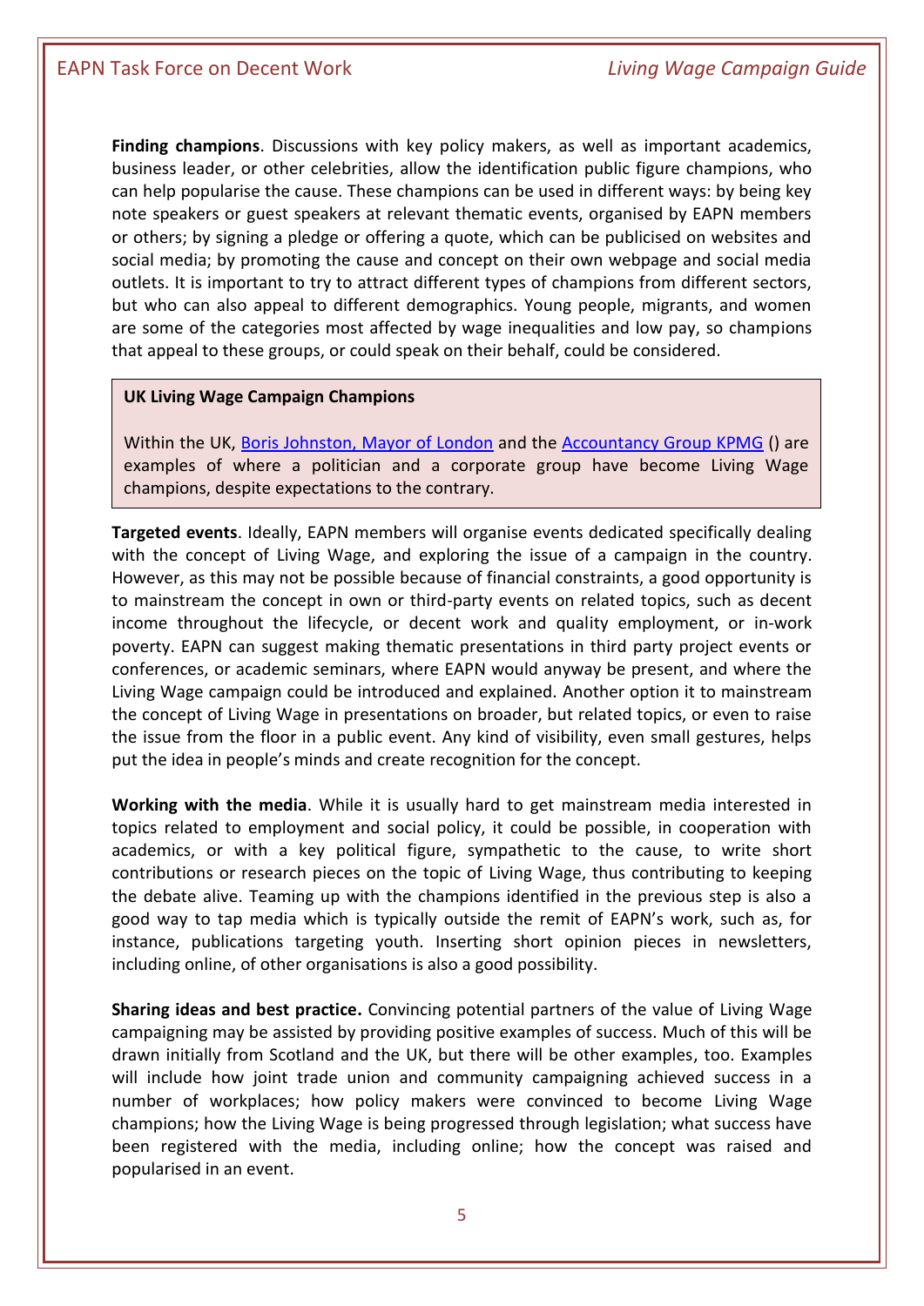**Finding champions**. Discussions with key policy makers, as well as important academics, business leader, or other celebrities, allow the identification public figure champions, who can help popularise the cause. These champions can be used in different ways: by being key note speakers or guest speakers at relevant thematic events, organised by EAPN members or others; by signing a pledge or offering a quote, which can be publicised on websites and social media; by promoting the cause and concept on their own webpage and social media outlets. It is important to try to attract different types of champions from different sectors, but who can also appeal to different demographics. Young people, migrants, and women are some of the categories most affected by wage inequalities and low pay, so champions that appeal to these groups, or could speak on their behalf, could be considered.

> **UK Living Wage Campaign Champions**
>
> Within the UK, Boris Johnston, Mayor of London and the Accountancy Group KPMG () are examples of where a politician and a corporate group have become Living Wage champions, despite expectations to the contrary.

**Targeted events**. Ideally, EAPN members will organise events dedicated specifically dealing with the concept of Living Wage, and exploring the issue of a campaign in the country. However, as this may not be possible because of financial constraints, a good opportunity is to mainstream the concept in own or third-party events on related topics, such as decent income throughout the lifecycle, or decent work and quality employment, or in-work poverty. EAPN can suggest making thematic presentations in third party project events or conferences, or academic seminars, where EAPN would anyway be present, and where the Living Wage campaign could be introduced and explained. Another option it to mainstream the concept of Living Wage in presentations on broader, but related topics, or even to raise the issue from the floor in a public event. Any kind of visibility, even small gestures, helps put the idea in people's minds and create recognition for the concept.

**Working with the media**. While it is usually hard to get mainstream media interested in topics related to employment and social policy, it could be possible, in cooperation with academics, or with a key political figure, sympathetic to the cause, to write short contributions or research pieces on the topic of Living Wage, thus contributing to keeping the debate alive. Teaming up with the champions identified in the previous step is also a good way to tap media which is typically outside the remit of EAPN's work, such as, for instance, publications targeting youth. Inserting short opinion pieces in newsletters, including online, of other organisations is also a good possibility.

**Sharing ideas and best practice.** Convincing potential partners of the value of Living Wage campaigning may be assisted by providing positive examples of success. Much of this will be drawn initially from Scotland and the UK, but there will be other examples, too. Examples will include how joint trade union and community campaigning achieved success in a number of workplaces; how policy makers were convinced to become Living Wage champions; how the Living Wage is being progressed through legislation; what success have been registered with the media, including online; how the concept was raised and popularised in an event.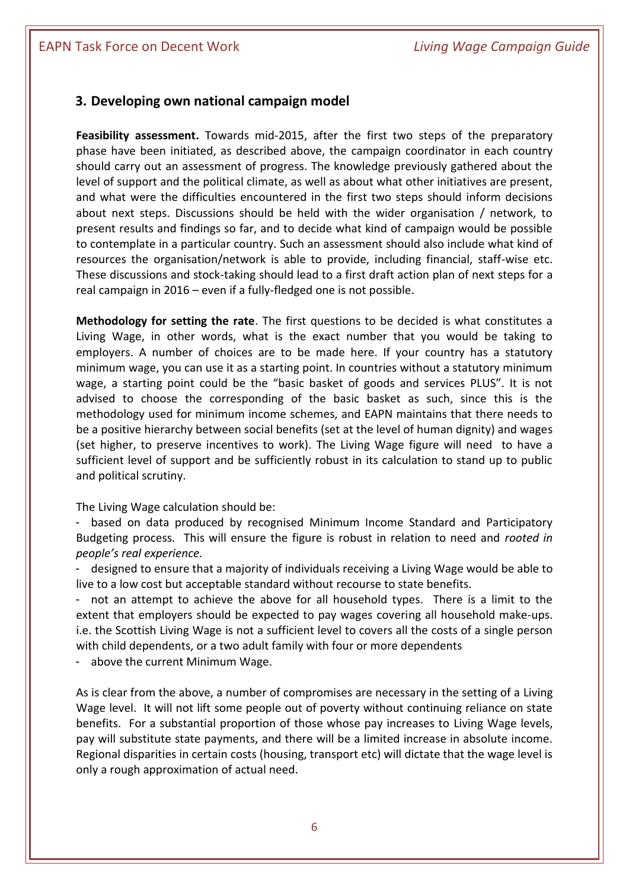## 3. Developing own national campaign model

**Feasibility assessment.** Towards mid-2015, after the first two steps of the preparatory phase have been initiated, as described above, the campaign coordinator in each country should carry out an assessment of progress. The knowledge previously gathered about the level of support and the political climate, as well as about what other initiatives are present, and what were the difficulties encountered in the first two steps should inform decisions about next steps. Discussions should be held with the wider organisation / network, to present results and findings so far, and to decide what kind of campaign would be possible to contemplate in a particular country. Such an assessment should also include what kind of resources the organisation/network is able to provide, including financial, staff-wise etc. These discussions and stock-taking should lead to a first draft action plan of next steps for a real campaign in 2016 – even if a fully-fledged one is not possible.

**Methodology for setting the rate**. The first questions to be decided is what constitutes a Living Wage, in other words, what is the exact number that you would be taking to employers. A number of choices are to be made here. If your country has a statutory minimum wage, you can use it as a starting point. In countries without a statutory minimum wage, a starting point could be the "basic basket of goods and services PLUS". It is not advised to choose the corresponding of the basic basket as such, since this is the methodology used for minimum income schemes, and EAPN maintains that there needs to be a positive hierarchy between social benefits (set at the level of human dignity) and wages (set higher, to preserve incentives to work). The Living Wage figure will need to have a sufficient level of support and be sufficiently robust in its calculation to stand up to public and political scrutiny.

The Living Wage calculation should be:

- based on data produced by recognised Minimum Income Standard and Participatory Budgeting process. This will ensure the figure is robust in relation to need and *rooted in people's real experience.*
- designed to ensure that a majority of individuals receiving a Living Wage would be able to live to a low cost but acceptable standard without recourse to state benefits.
- not an attempt to achieve the above for all household types. There is a limit to the extent that employers should be expected to pay wages covering all household make-ups. i.e. the Scottish Living Wage is not a sufficient level to covers all the costs of a single person with child dependents, or a two adult family with four or more dependents
- above the current Minimum Wage.

As is clear from the above, a number of compromises are necessary in the setting of a Living Wage level. It will not lift some people out of poverty without continuing reliance on state benefits. For a substantial proportion of those whose pay increases to Living Wage levels, pay will substitute state payments, and there will be a limited increase in absolute income. Regional disparities in certain costs (housing, transport etc) will dictate that the wage level is only a rough approximation of actual need.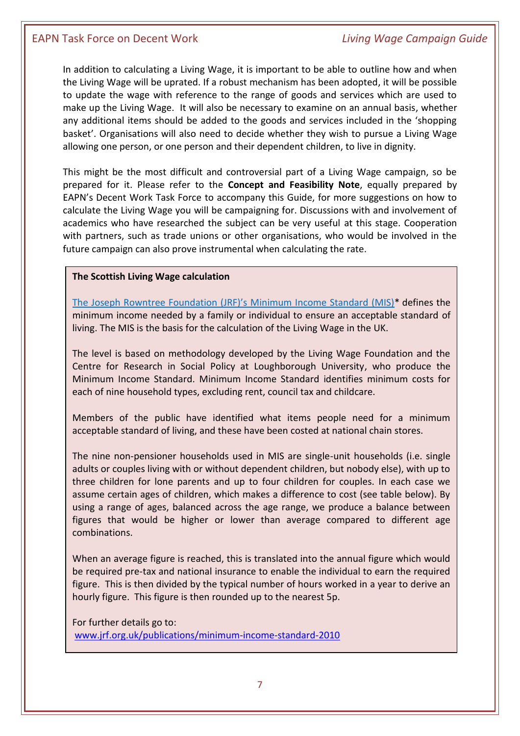In addition to calculating a Living Wage, it is important to be able to outline how and when the Living Wage will be uprated. If a robust mechanism has been adopted, it will be possible to update the wage with reference to the range of goods and services which are used to make up the Living Wage. It will also be necessary to examine on an annual basis, whether any additional items should be added to the goods and services included in the 'shopping basket'. Organisations will also need to decide whether they wish to pursue a Living Wage allowing one person, or one person and their dependent children, to live in dignity.

This might be the most difficult and controversial part of a Living Wage campaign, so be prepared for it. Please refer to the **Concept and Feasibility Note**, equally prepared by EAPN's Decent Work Task Force to accompany this Guide, for more suggestions on how to calculate the Living Wage you will be campaigning for. Discussions with and involvement of academics who have researched the subject can be very useful at this stage. Cooperation with partners, such as trade unions or other organisations, who would be involved in the future campaign can also prove instrumental when calculating the rate.

**The Scottish Living Wage calculation**

The Joseph Rowntree Foundation (JRF)'s Minimum Income Standard (MIS)* defines the minimum income needed by a family or individual to ensure an acceptable standard of living. The MIS is the basis for the calculation of the Living Wage in the UK.

The level is based on methodology developed by the Living Wage Foundation and the Centre for Research in Social Policy at Loughborough University, who produce the Minimum Income Standard. Minimum Income Standard identifies minimum costs for each of nine household types, excluding rent, council tax and childcare.

Members of the public have identified what items people need for a minimum acceptable standard of living, and these have been costed at national chain stores.

The nine non-pensioner households used in MIS are single-unit households (i.e. single adults or couples living with or without dependent children, but nobody else), with up to three children for lone parents and up to four children for couples. In each case we assume certain ages of children, which makes a difference to cost (see table below). By using a range of ages, balanced across the age range, we produce a balance between figures that would be higher or lower than average compared to different age combinations.

When an average figure is reached, this is translated into the annual figure which would be required pre-tax and national insurance to enable the individual to earn the required figure. This is then divided by the typical number of hours worked in a year to derive an hourly figure. This figure is then rounded up to the nearest 5p.

For further details go to:
www.jrf.org.uk/publications/minimum-income-standard-2010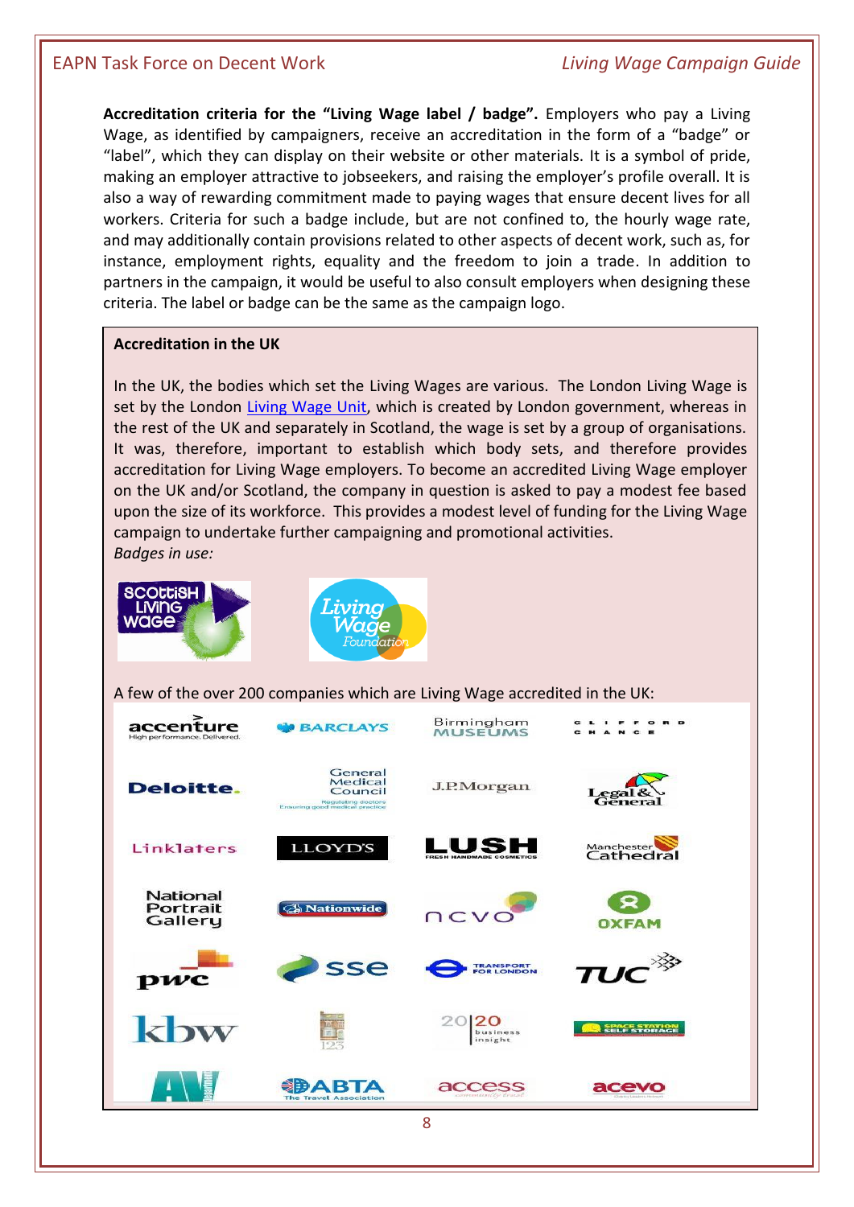**Accreditation criteria for the "Living Wage label / badge".** Employers who pay a Living Wage, as identified by campaigners, receive an accreditation in the form of a "badge" or "label", which they can display on their website or other materials. It is a symbol of pride, making an employer attractive to jobseekers, and raising the employer's profile overall. It is also a way of rewarding commitment made to paying wages that ensure decent lives for all workers. Criteria for such a badge include, but are not confined to, the hourly wage rate, and may additionally contain provisions related to other aspects of decent work, such as, for instance, employment rights, equality and the freedom to join a trade. In addition to partners in the campaign, it would be useful to also consult employers when designing these criteria. The label or badge can be the same as the campaign logo.

**Accreditation in the UK**

In the UK, the bodies which set the Living Wages are various. The London Living Wage is set by the London Living Wage Unit, which is created by London government, whereas in the rest of the UK and separately in Scotland, the wage is set by a group of organisations. It was, therefore, important to establish which body sets, and therefore provides accreditation for Living Wage employers. To become an accredited Living Wage employer on the UK and/or Scotland, the company in question is asked to pay a modest fee based upon the size of its workforce. This provides a modest level of funding for the Living Wage campaign to undertake further campaigning and promotional activities.

*Badges in use:*

A few of the over 200 companies which are Living Wage accredited in the UK: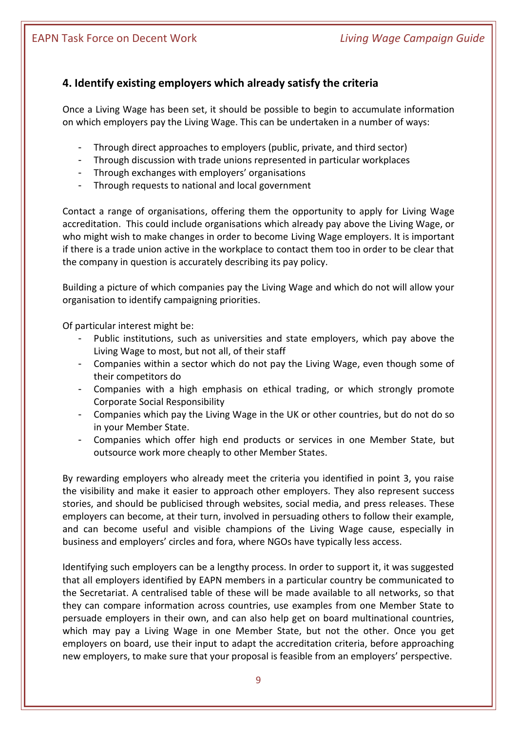## 4. Identify existing employers which already satisfy the criteria

Once a Living Wage has been set, it should be possible to begin to accumulate information on which employers pay the Living Wage. This can be undertaken in a number of ways:

- Through direct approaches to employers (public, private, and third sector)
- Through discussion with trade unions represented in particular workplaces
- Through exchanges with employers' organisations
- Through requests to national and local government

Contact a range of organisations, offering them the opportunity to apply for Living Wage accreditation. This could include organisations which already pay above the Living Wage, or who might wish to make changes in order to become Living Wage employers. It is important if there is a trade union active in the workplace to contact them too in order to be clear that the company in question is accurately describing its pay policy.

Building a picture of which companies pay the Living Wage and which do not will allow your organisation to identify campaigning priorities.

Of particular interest might be:

- Public institutions, such as universities and state employers, which pay above the Living Wage to most, but not all, of their staff
- Companies within a sector which do not pay the Living Wage, even though some of their competitors do
- Companies with a high emphasis on ethical trading, or which strongly promote Corporate Social Responsibility
- Companies which pay the Living Wage in the UK or other countries, but do not do so in your Member State.
- Companies which offer high end products or services in one Member State, but outsource work more cheaply to other Member States.

By rewarding employers who already meet the criteria you identified in point 3, you raise the visibility and make it easier to approach other employers. They also represent success stories, and should be publicised through websites, social media, and press releases. These employers can become, at their turn, involved in persuading others to follow their example, and can become useful and visible champions of the Living Wage cause, especially in business and employers' circles and fora, where NGOs have typically less access.

Identifying such employers can be a lengthy process. In order to support it, it was suggested that all employers identified by EAPN members in a particular country be communicated to the Secretariat. A centralised table of these will be made available to all networks, so that they can compare information across countries, use examples from one Member State to persuade employers in their own, and can also help get on board multinational countries, which may pay a Living Wage in one Member State, but not the other. Once you get employers on board, use their input to adapt the accreditation criteria, before approaching new employers, to make sure that your proposal is feasible from an employers' perspective.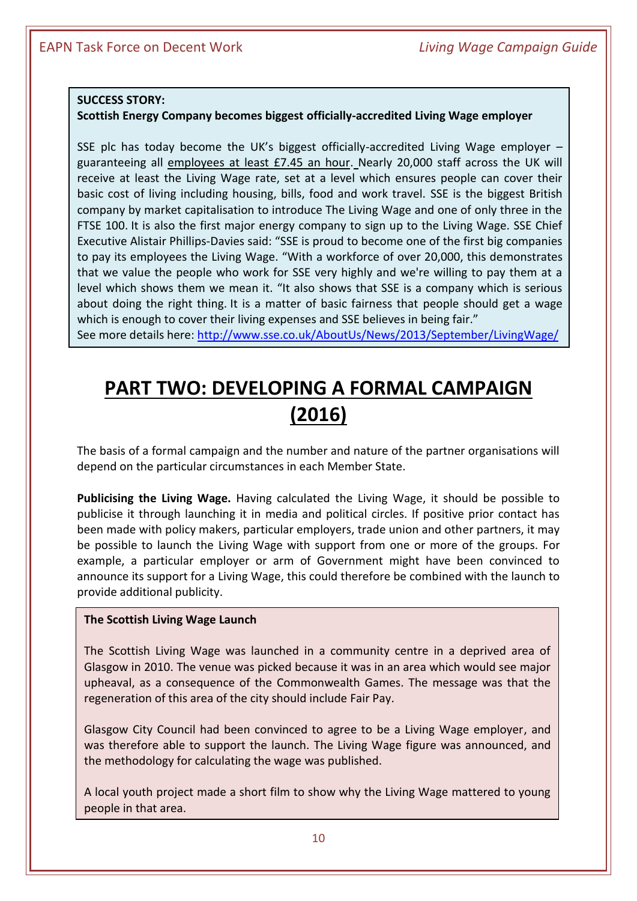**SUCCESS STORY:**
**Scottish Energy Company becomes biggest officially-accredited Living Wage employer**

SSE plc has today become the UK's biggest officially-accredited Living Wage employer – guaranteeing all employees at least £7.45 an hour. Nearly 20,000 staff across the UK will receive at least the Living Wage rate, set at a level which ensures people can cover their basic cost of living including housing, bills, food and work travel. SSE is the biggest British company by market capitalisation to introduce The Living Wage and one of only three in the FTSE 100. It is also the first major energy company to sign up to the Living Wage. SSE Chief Executive Alistair Phillips-Davies said: "SSE is proud to become one of the first big companies to pay its employees the Living Wage. "With a workforce of over 20,000, this demonstrates that we value the people who work for SSE very highly and we're willing to pay them at a level which shows them we mean it. "It also shows that SSE is a company which is serious about doing the right thing. It is a matter of basic fairness that people should get a wage which is enough to cover their living expenses and SSE believes in being fair."
See more details here: http://www.sse.co.uk/AboutUs/News/2013/September/LivingWage/

# PART TWO: DEVELOPING A FORMAL CAMPAIGN (2016)

The basis of a formal campaign and the number and nature of the partner organisations will depend on the particular circumstances in each Member State.

**Publicising the Living Wage.** Having calculated the Living Wage, it should be possible to publicise it through launching it in media and political circles. If positive prior contact has been made with policy makers, particular employers, trade union and other partners, it may be possible to launch the Living Wage with support from one or more of the groups. For example, a particular employer or arm of Government might have been convinced to announce its support for a Living Wage, this could therefore be combined with the launch to provide additional publicity.

**The Scottish Living Wage Launch**

The Scottish Living Wage was launched in a community centre in a deprived area of Glasgow in 2010. The venue was picked because it was in an area which would see major upheaval, as a consequence of the Commonwealth Games. The message was that the regeneration of this area of the city should include Fair Pay.

Glasgow City Council had been convinced to agree to be a Living Wage employer, and was therefore able to support the launch. The Living Wage figure was announced, and the methodology for calculating the wage was published.

A local youth project made a short film to show why the Living Wage mattered to young people in that area.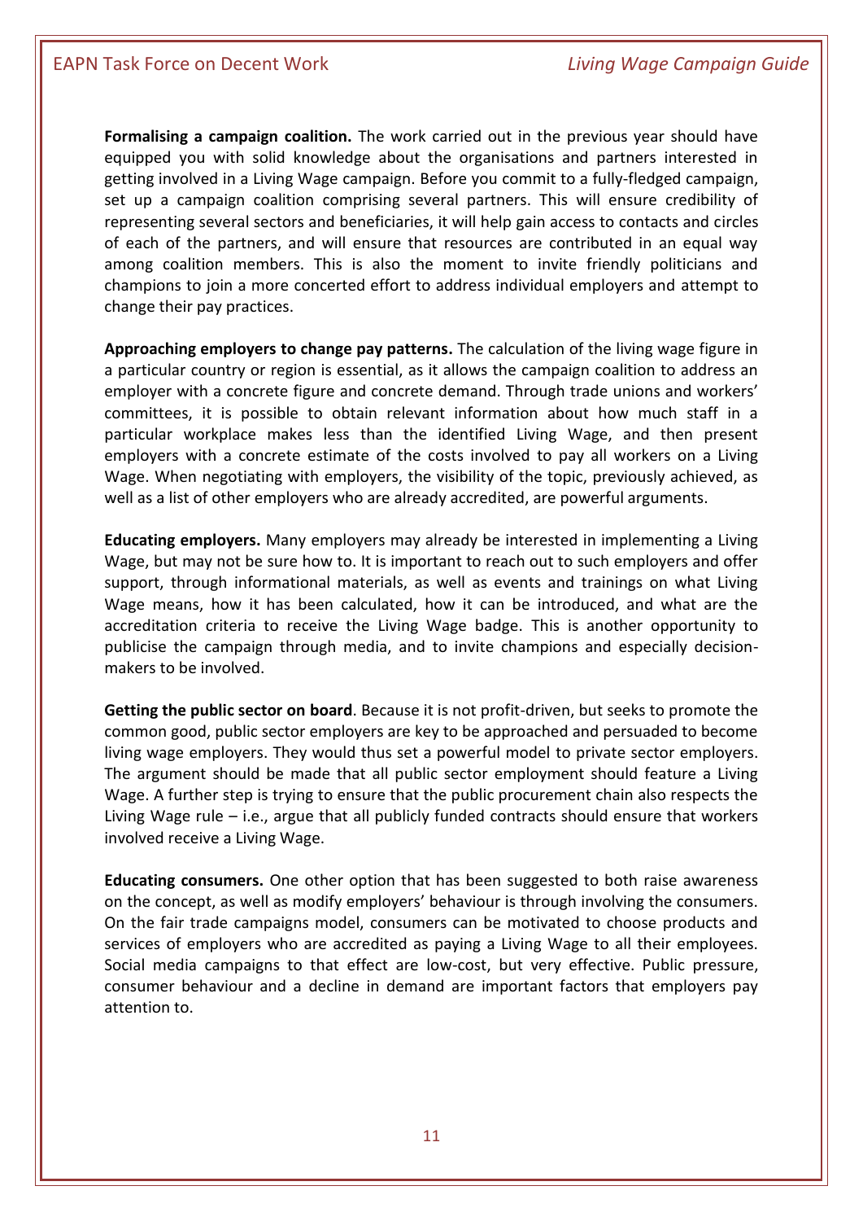**Formalising a campaign coalition.** The work carried out in the previous year should have equipped you with solid knowledge about the organisations and partners interested in getting involved in a Living Wage campaign. Before you commit to a fully-fledged campaign, set up a campaign coalition comprising several partners. This will ensure credibility of representing several sectors and beneficiaries, it will help gain access to contacts and circles of each of the partners, and will ensure that resources are contributed in an equal way among coalition members. This is also the moment to invite friendly politicians and champions to join a more concerted effort to address individual employers and attempt to change their pay practices.

**Approaching employers to change pay patterns.** The calculation of the living wage figure in a particular country or region is essential, as it allows the campaign coalition to address an employer with a concrete figure and concrete demand. Through trade unions and workers' committees, it is possible to obtain relevant information about how much staff in a particular workplace makes less than the identified Living Wage, and then present employers with a concrete estimate of the costs involved to pay all workers on a Living Wage. When negotiating with employers, the visibility of the topic, previously achieved, as well as a list of other employers who are already accredited, are powerful arguments.

**Educating employers.** Many employers may already be interested in implementing a Living Wage, but may not be sure how to. It is important to reach out to such employers and offer support, through informational materials, as well as events and trainings on what Living Wage means, how it has been calculated, how it can be introduced, and what are the accreditation criteria to receive the Living Wage badge. This is another opportunity to publicise the campaign through media, and to invite champions and especially decision-makers to be involved.

**Getting the public sector on board**. Because it is not profit-driven, but seeks to promote the common good, public sector employers are key to be approached and persuaded to become living wage employers. They would thus set a powerful model to private sector employers. The argument should be made that all public sector employment should feature a Living Wage. A further step is trying to ensure that the public procurement chain also respects the Living Wage rule – i.e., argue that all publicly funded contracts should ensure that workers involved receive a Living Wage.

**Educating consumers.** One other option that has been suggested to both raise awareness on the concept, as well as modify employers' behaviour is through involving the consumers. On the fair trade campaigns model, consumers can be motivated to choose products and services of employers who are accredited as paying a Living Wage to all their employees. Social media campaigns to that effect are low-cost, but very effective. Public pressure, consumer behaviour and a decline in demand are important factors that employers pay attention to.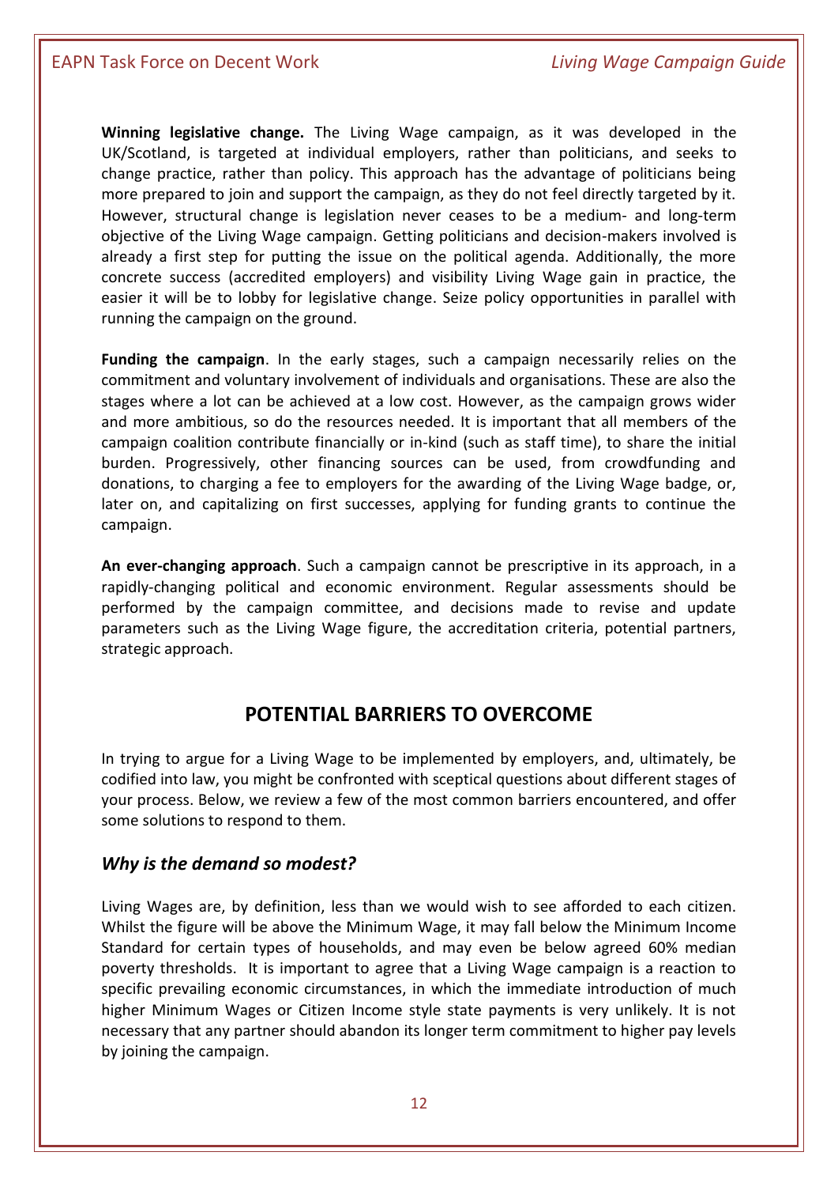**Winning legislative change.** The Living Wage campaign, as it was developed in the UK/Scotland, is targeted at individual employers, rather than politicians, and seeks to change practice, rather than policy. This approach has the advantage of politicians being more prepared to join and support the campaign, as they do not feel directly targeted by it. However, structural change is legislation never ceases to be a medium- and long-term objective of the Living Wage campaign. Getting politicians and decision-makers involved is already a first step for putting the issue on the political agenda. Additionally, the more concrete success (accredited employers) and visibility Living Wage gain in practice, the easier it will be to lobby for legislative change. Seize policy opportunities in parallel with running the campaign on the ground.

**Funding the campaign**. In the early stages, such a campaign necessarily relies on the commitment and voluntary involvement of individuals and organisations. These are also the stages where a lot can be achieved at a low cost. However, as the campaign grows wider and more ambitious, so do the resources needed. It is important that all members of the campaign coalition contribute financially or in-kind (such as staff time), to share the initial burden. Progressively, other financing sources can be used, from crowdfunding and donations, to charging a fee to employers for the awarding of the Living Wage badge, or, later on, and capitalizing on first successes, applying for funding grants to continue the campaign.

**An ever-changing approach**. Such a campaign cannot be prescriptive in its approach, in a rapidly-changing political and economic environment. Regular assessments should be performed by the campaign committee, and decisions made to revise and update parameters such as the Living Wage figure, the accreditation criteria, potential partners, strategic approach.

## POTENTIAL BARRIERS TO OVERCOME

In trying to argue for a Living Wage to be implemented by employers, and, ultimately, be codified into law, you might be confronted with sceptical questions about different stages of your process. Below, we review a few of the most common barriers encountered, and offer some solutions to respond to them.

### *Why is the demand so modest?*

Living Wages are, by definition, less than we would wish to see afforded to each citizen. Whilst the figure will be above the Minimum Wage, it may fall below the Minimum Income Standard for certain types of households, and may even be below agreed 60% median poverty thresholds. It is important to agree that a Living Wage campaign is a reaction to specific prevailing economic circumstances, in which the immediate introduction of much higher Minimum Wages or Citizen Income style state payments is very unlikely. It is not necessary that any partner should abandon its longer term commitment to higher pay levels by joining the campaign.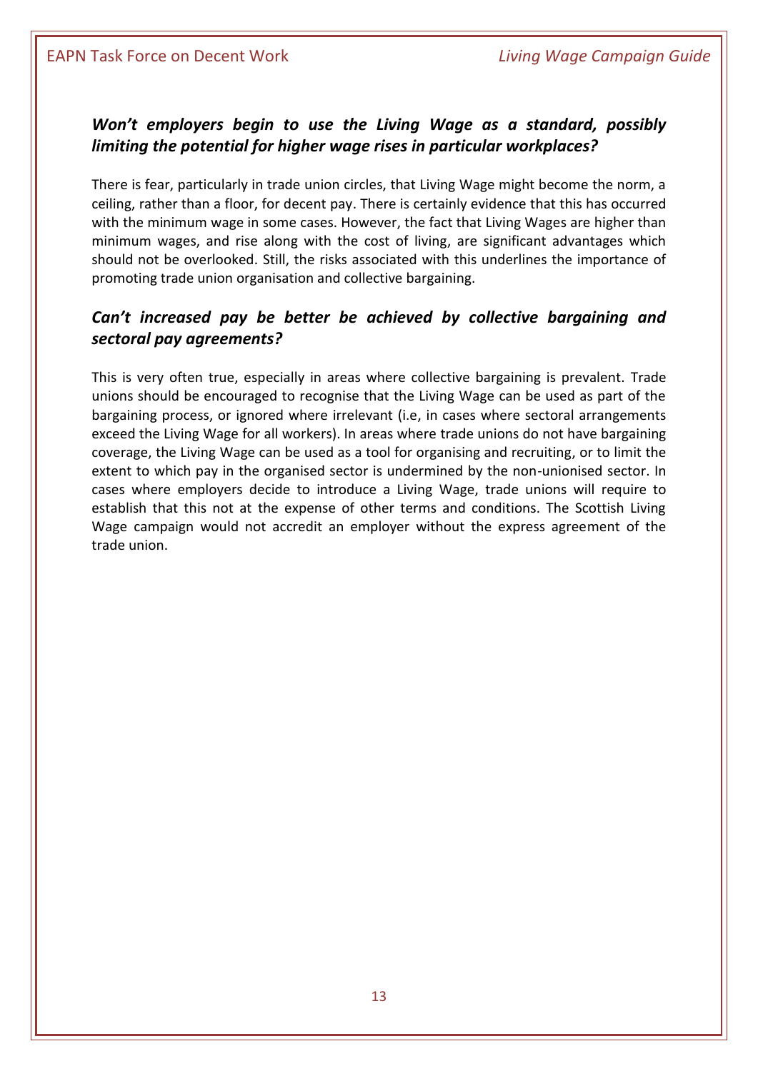### *Won't employers begin to use the Living Wage as a standard, possibly limiting the potential for higher wage rises in particular workplaces?*

There is fear, particularly in trade union circles, that Living Wage might become the norm, a ceiling, rather than a floor, for decent pay. There is certainly evidence that this has occurred with the minimum wage in some cases. However, the fact that Living Wages are higher than minimum wages, and rise along with the cost of living, are significant advantages which should not be overlooked. Still, the risks associated with this underlines the importance of promoting trade union organisation and collective bargaining.

### *Can't increased pay be better be achieved by collective bargaining and sectoral pay agreements?*

This is very often true, especially in areas where collective bargaining is prevalent. Trade unions should be encouraged to recognise that the Living Wage can be used as part of the bargaining process, or ignored where irrelevant (i.e, in cases where sectoral arrangements exceed the Living Wage for all workers). In areas where trade unions do not have bargaining coverage, the Living Wage can be used as a tool for organising and recruiting, or to limit the extent to which pay in the organised sector is undermined by the non-unionised sector. In cases where employers decide to introduce a Living Wage, trade unions will require to establish that this not at the expense of other terms and conditions. The Scottish Living Wage campaign would not accredit an employer without the express agreement of the trade union.